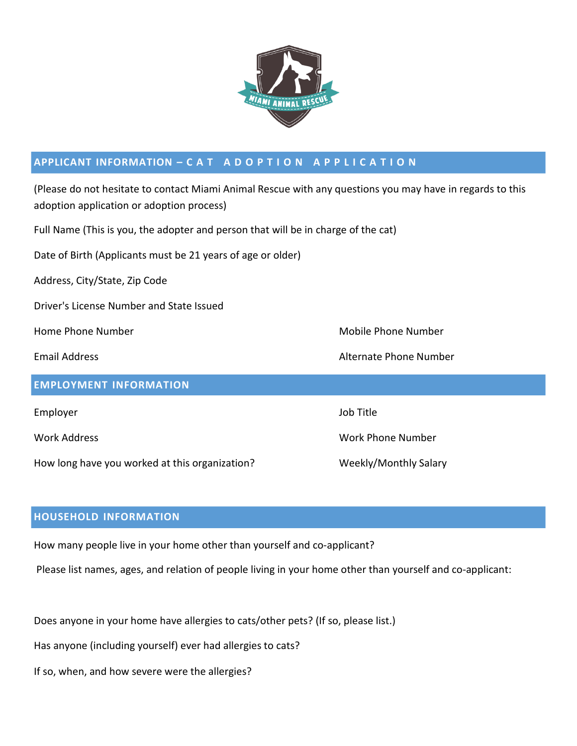## APPLICANT INFORMATION – CAT ADOPTION APPLICATION

(Please do not hesitate to contact Miami Animal Rescue with any questions you may have in regards to this adoption application or adoption process)

Full Name (This is you, the adopter and person that will be in charge of the cat)

Date of Birth (Applicants must be 21 years of age or older)

Address, City/State, Zip Code

Driver's License Number and State Issued

Home Phone Number

Mobile Phone Number

Email Address

Alternate Phone Number

## EMPLOYMENT INFORMATION

Employer

Job Title

Work Address

Work Phone Number

How long have you worked at this organization?

Weekly/Monthly Salary

## HOUSEHOLD INFORMATION

How many people live in your home other than yourself and co-applicant?

Please list names, ages, and relation of people living in your home other than yourself and co-applicant:

Does anyone in your home have allergies to cats/other pets? (If so, please list.)

Has anyone (including yourself) ever had allergies to cats?

If so, when, and how severe were the allergies?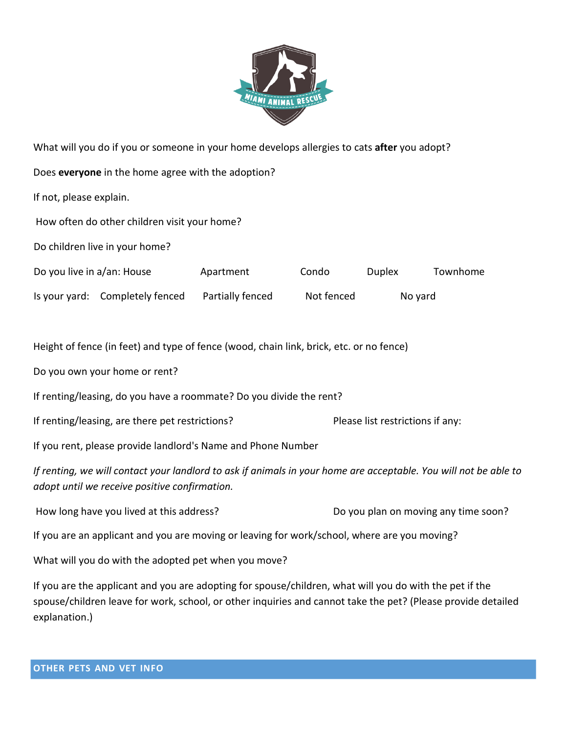What will you do if you or someone in your home develops allergies to cats **after** you adopt?

Does **everyone** in the home agree with the adoption?

If not, please explain.

How often do other children visit your home?

Do children live in your home?

Do you live in a/an: House Apartment Condo Duplex Townhome

Is your yard: Completely fenced Partially fenced Not fenced No yard

Height of fence (in feet) and type of fence (wood, chain link, brick, etc. or no fence)

Do you own your home or rent?

If renting/leasing, do you have a roommate? Do you divide the rent?

If renting/leasing, are there pet restrictions? Please list restrictions if any:

If you rent, please provide landlord's Name and Phone Number

*If renting, we will contact your landlord to ask if animals in your home are acceptable. You will not be able to adopt until we receive positive confirmation.*

How long have you lived at this address? Do you plan on moving any time soon?

If you are an applicant and you are moving or leaving for work/school, where are you moving?

What will you do with the adopted pet when you move?

If you are the applicant and you are adopting for spouse/children, what will you do with the pet if the spouse/children leave for work, school, or other inquiries and cannot take the pet? (Please provide detailed explanation.)

## OTHER PETS AND VET INFO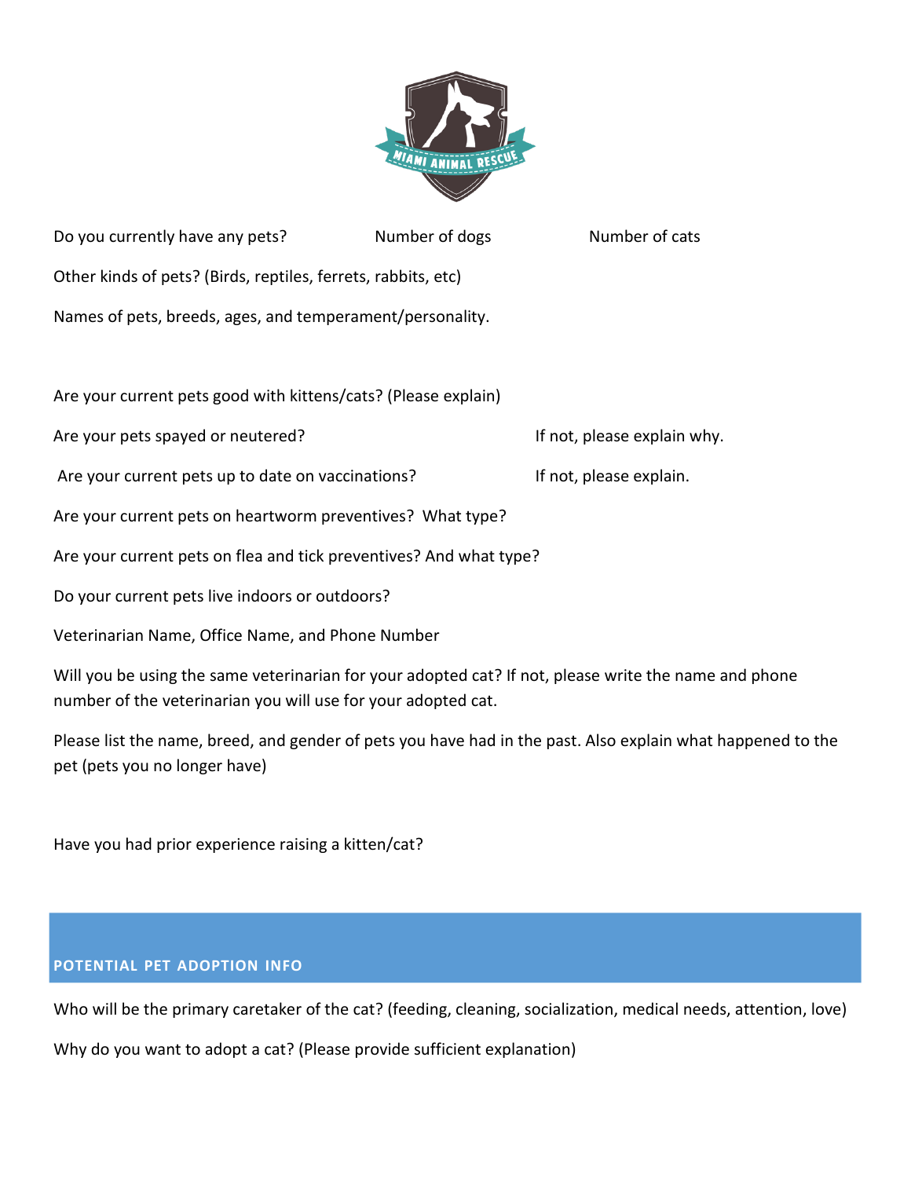Do you currently have any pets? Number of dogs Number of cats

Other kinds of pets? (Birds, reptiles, ferrets, rabbits, etc)

Names of pets, breeds, ages, and temperament/personality.

Are your current pets good with kittens/cats? (Please explain)

Are your pets spayed or neutered? If not, please explain why.

Are your current pets up to date on vaccinations? If not, please explain.

Are your current pets on heartworm preventives? What type?

Are your current pets on flea and tick preventives? And what type?

Do your current pets live indoors or outdoors?

Veterinarian Name, Office Name, and Phone Number

Will you be using the same veterinarian for your adopted cat? If not, please write the name and phone number of the veterinarian you will use for your adopted cat.

Please list the name, breed, and gender of pets you have had in the past. Also explain what happened to the pet (pets you no longer have)

Have you had prior experience raising a kitten/cat?

## POTENTIAL PET ADOPTION INFO

Who will be the primary caretaker of the cat? (feeding, cleaning, socialization, medical needs, attention, love)

Why do you want to adopt a cat? (Please provide sufficient explanation)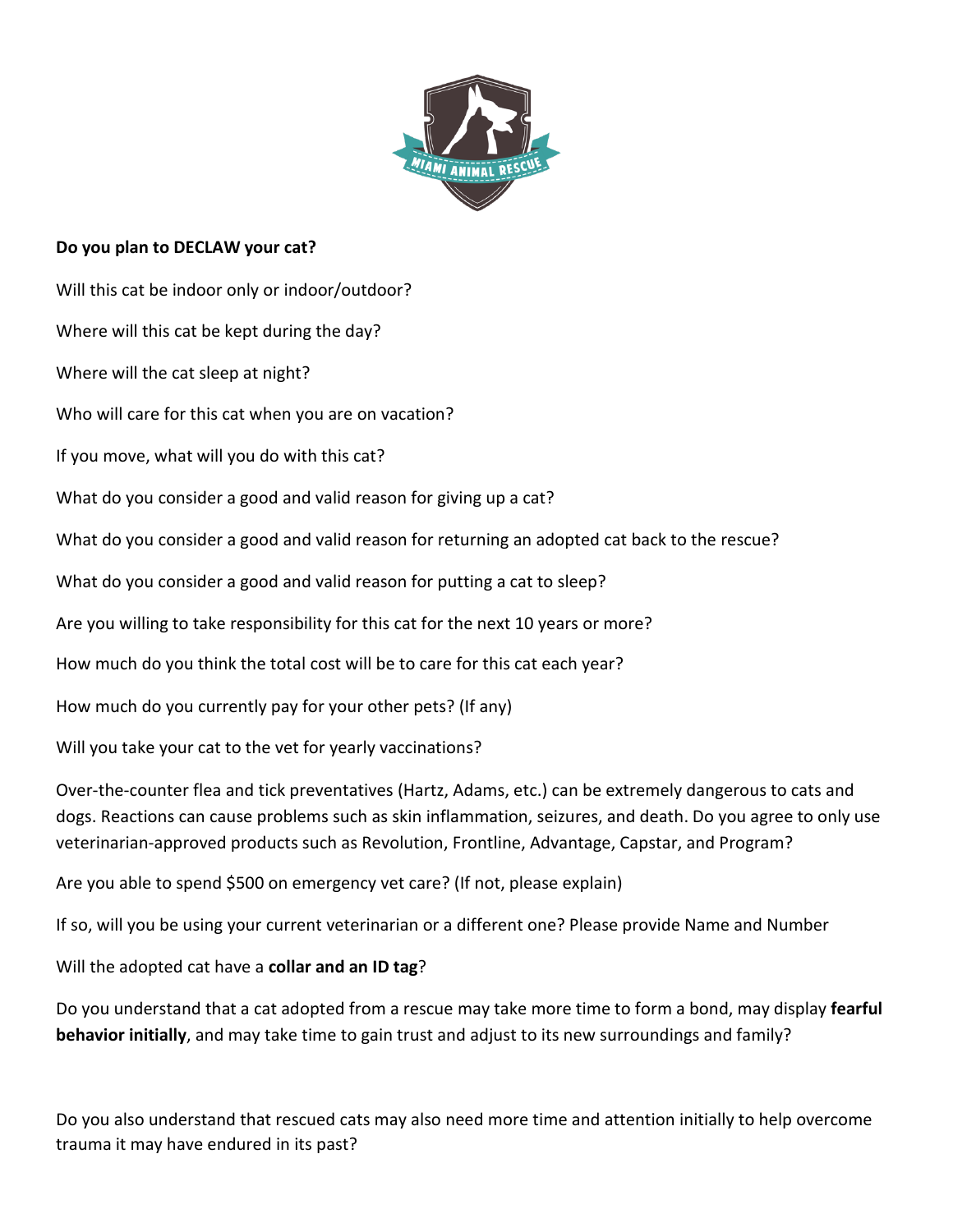**Do you plan to DECLAW your cat?**

Will this cat be indoor only or indoor/outdoor?

Where will this cat be kept during the day?

Where will the cat sleep at night?

Who will care for this cat when you are on vacation?

If you move, what will you do with this cat?

What do you consider a good and valid reason for giving up a cat?

What do you consider a good and valid reason for returning an adopted cat back to the rescue?

What do you consider a good and valid reason for putting a cat to sleep?

Are you willing to take responsibility for this cat for the next 10 years or more?

How much do you think the total cost will be to care for this cat each year?

How much do you currently pay for your other pets? (If any)

Will you take your cat to the vet for yearly vaccinations?

Over-the-counter flea and tick preventatives (Hartz, Adams, etc.) can be extremely dangerous to cats and dogs. Reactions can cause problems such as skin inflammation, seizures, and death. Do you agree to only use veterinarian-approved products such as Revolution, Frontline, Advantage, Capstar, and Program?

Are you able to spend $500 on emergency vet care? (If not, please explain)

If so, will you be using your current veterinarian or a different one? Please provide Name and Number

Will the adopted cat have a **collar and an ID tag**?

Do you understand that a cat adopted from a rescue may take more time to form a bond, may display **fearful behavior initially**, and may take time to gain trust and adjust to its new surroundings and family?

Do you also understand that rescued cats may also need more time and attention initially to help overcome trauma it may have endured in its past?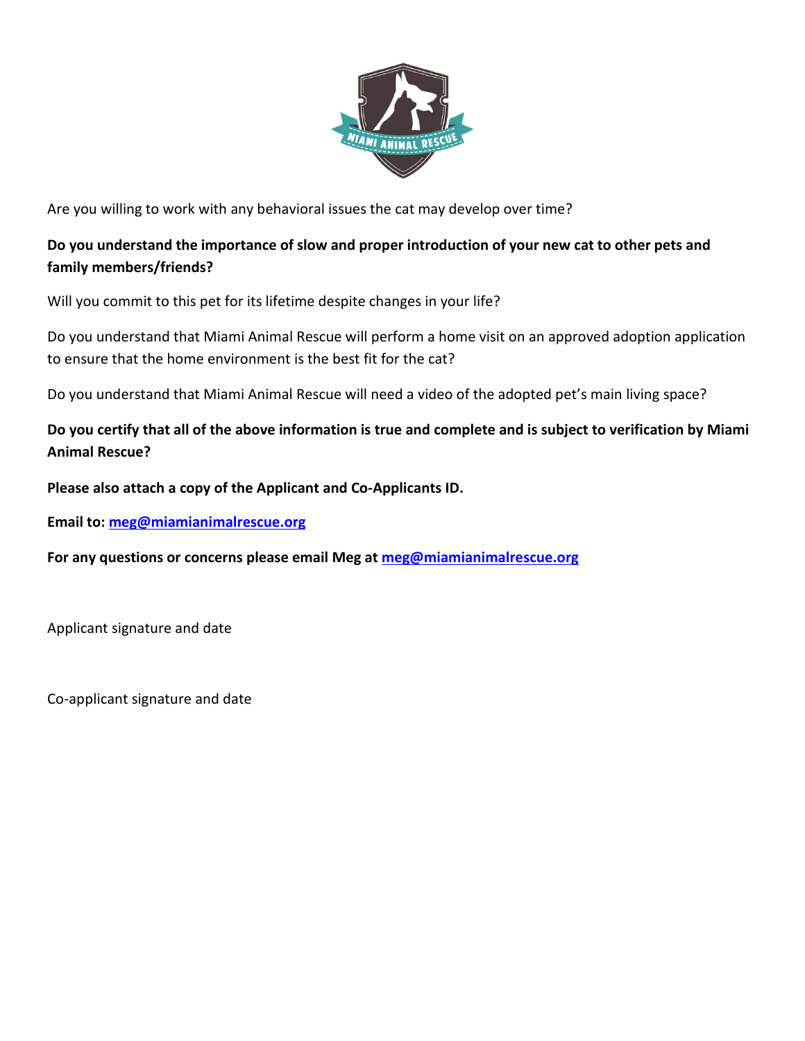Are you willing to work with any behavioral issues the cat may develop over time?

**Do you understand the importance of slow and proper introduction of your new cat to other pets and family members/friends?**

Will you commit to this pet for its lifetime despite changes in your life?

Do you understand that Miami Animal Rescue will perform a home visit on an approved adoption application to ensure that the home environment is the best fit for the cat?

Do you understand that Miami Animal Rescue will need a video of the adopted pet's main living space?

**Do you certify that all of the above information is true and complete and is subject to verification by Miami Animal Rescue?**

**Please also attach a copy of the Applicant and Co-Applicants ID.**

**Email to: meg@miamianimalrescue.org**

**For any questions or concerns please email Meg at meg@miamianimalrescue.org**

Applicant signature and date

Co-applicant signature and date